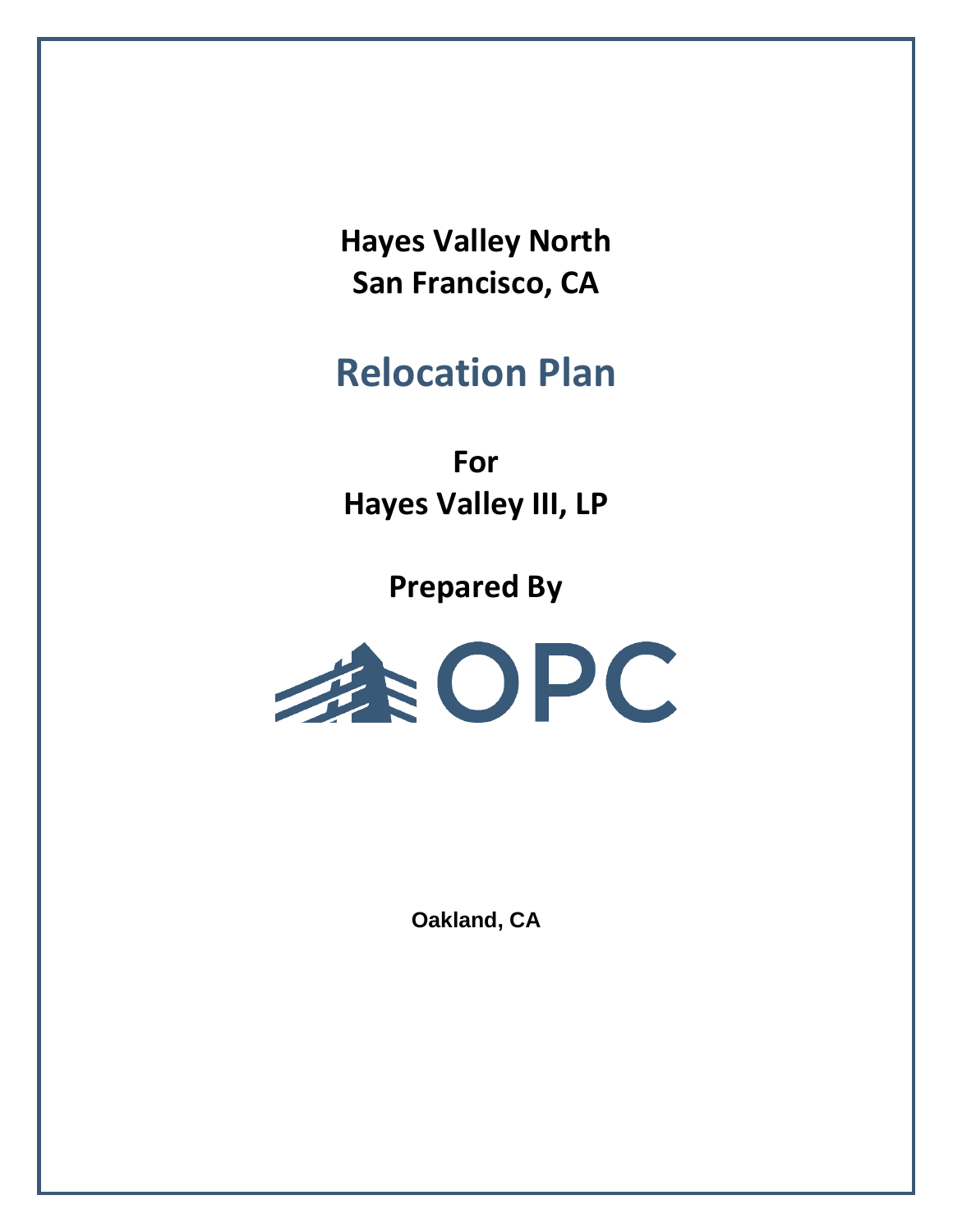**Hayes Valley North**
**San Francisco, CA**

# Relocation Plan

**For**
**Hayes Valley III, LP**

**Prepared By**

OPC

**Oakland, CA**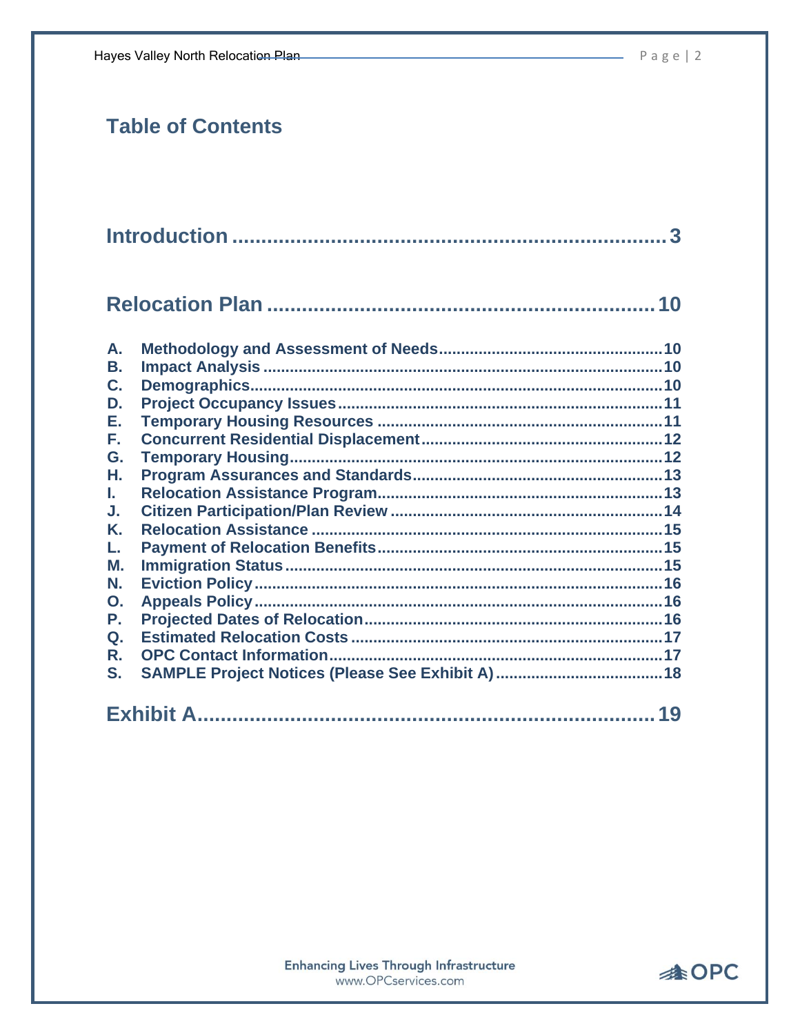# Table of Contents

**Introduction ... 3**

**Relocation Plan ... 10**

- **A. Methodology and Assessment of Needs ... 10**
- **B. Impact Analysis ... 10**
- **C. Demographics ... 10**
- **D. Project Occupancy Issues ... 11**
- **E. Temporary Housing Resources ... 11**
- **F. Concurrent Residential Displacement ... 12**
- **G. Temporary Housing ... 12**
- **H. Program Assurances and Standards ... 13**
- **I. Relocation Assistance Program ... 13**
- **J. Citizen Participation/Plan Review ... 14**
- **K. Relocation Assistance ... 15**
- **L. Payment of Relocation Benefits ... 15**
- **M. Immigration Status ... 15**
- **N. Eviction Policy ... 16**
- **O. Appeals Policy ... 16**
- **P. Projected Dates of Relocation ... 16**
- **Q. Estimated Relocation Costs ... 17**
- **R. OPC Contact Information ... 17**
- **S. SAMPLE Project Notices (Please See Exhibit A) ... 18**

**Exhibit A ... 19**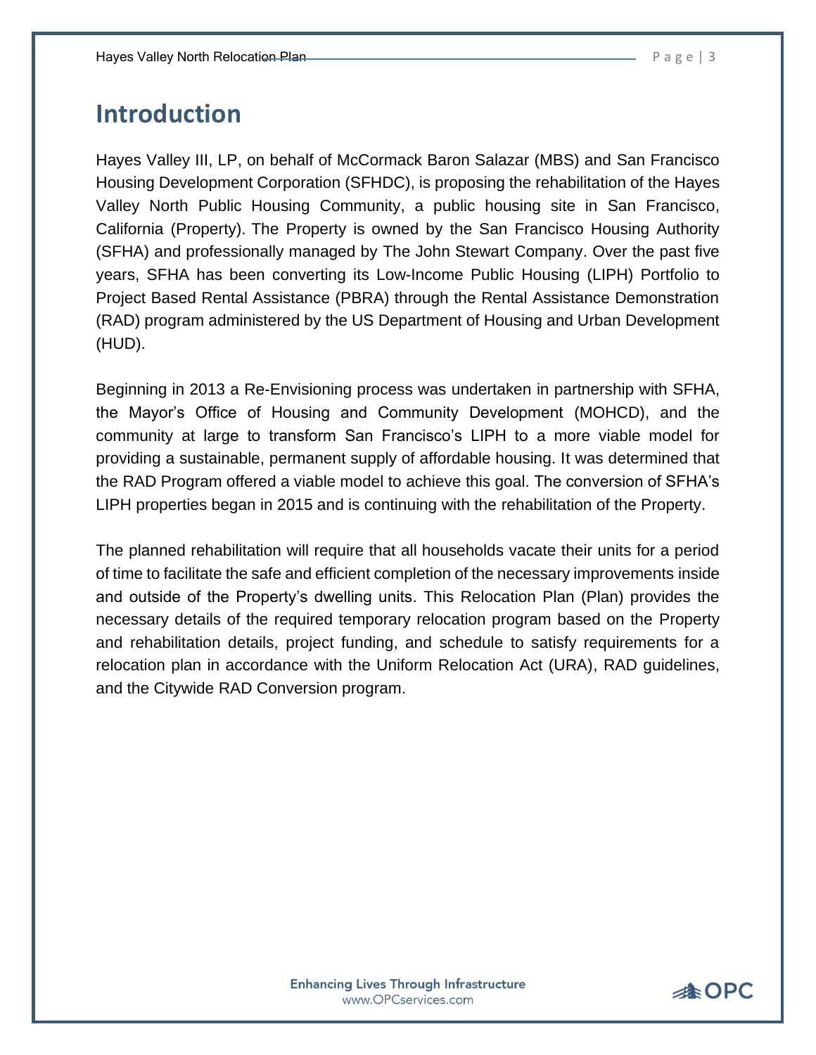# Introduction

Hayes Valley III, LP, on behalf of McCormack Baron Salazar (MBS) and San Francisco Housing Development Corporation (SFHDC), is proposing the rehabilitation of the Hayes Valley North Public Housing Community, a public housing site in San Francisco, California (Property). The Property is owned by the San Francisco Housing Authority (SFHA) and professionally managed by The John Stewart Company. Over the past five years, SFHA has been converting its Low-Income Public Housing (LIPH) Portfolio to Project Based Rental Assistance (PBRA) through the Rental Assistance Demonstration (RAD) program administered by the US Department of Housing and Urban Development (HUD).

Beginning in 2013 a Re-Envisioning process was undertaken in partnership with SFHA, the Mayor's Office of Housing and Community Development (MOHCD), and the community at large to transform San Francisco's LIPH to a more viable model for providing a sustainable, permanent supply of affordable housing. It was determined that the RAD Program offered a viable model to achieve this goal. The conversion of SFHA's LIPH properties began in 2015 and is continuing with the rehabilitation of the Property.

The planned rehabilitation will require that all households vacate their units for a period of time to facilitate the safe and efficient completion of the necessary improvements inside and outside of the Property's dwelling units. This Relocation Plan (Plan) provides the necessary details of the required temporary relocation program based on the Property and rehabilitation details, project funding, and schedule to satisfy requirements for a relocation plan in accordance with the Uniform Relocation Act (URA), RAD guidelines, and the Citywide RAD Conversion program.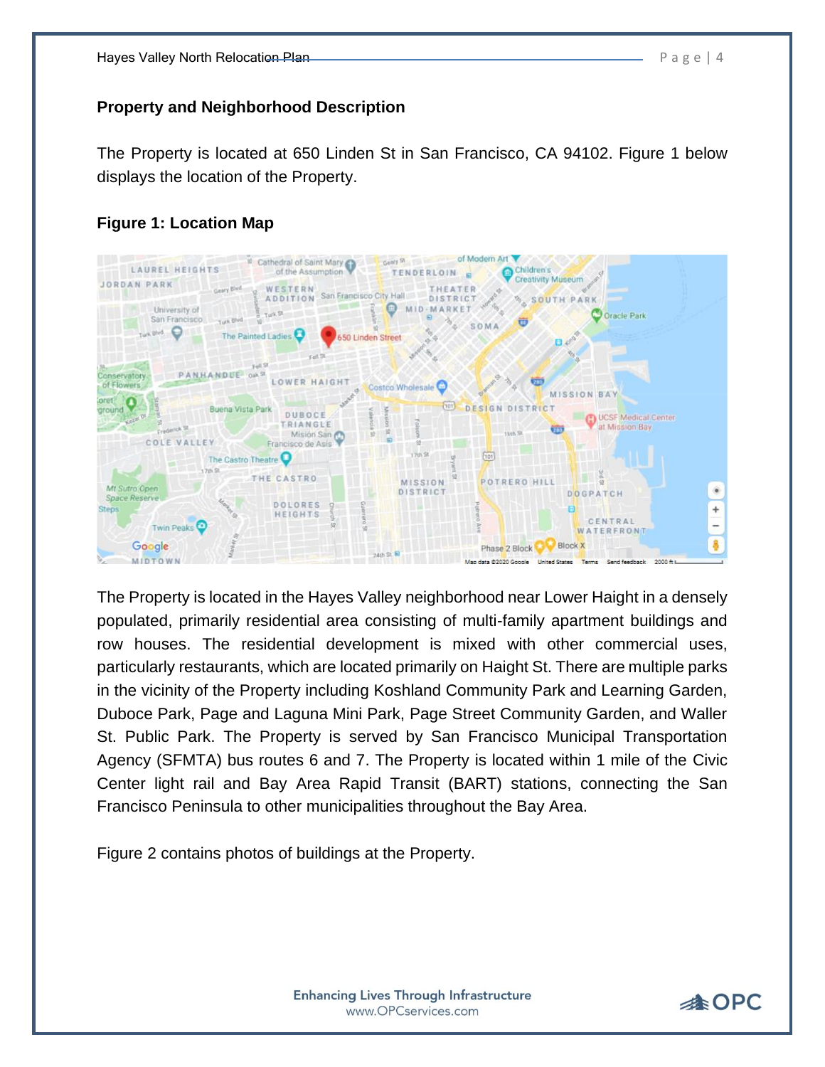## Property and Neighborhood Description

The Property is located at 650 Linden St in San Francisco, CA 94102. Figure 1 below displays the location of the Property.

### Figure 1: Location Map

The Property is located in the Hayes Valley neighborhood near Lower Haight in a densely populated, primarily residential area consisting of multi-family apartment buildings and row houses. The residential development is mixed with other commercial uses, particularly restaurants, which are located primarily on Haight St. There are multiple parks in the vicinity of the Property including Koshland Community Park and Learning Garden, Duboce Park, Page and Laguna Mini Park, Page Street Community Garden, and Waller St. Public Park. The Property is served by San Francisco Municipal Transportation Agency (SFMTA) bus routes 6 and 7. The Property is located within 1 mile of the Civic Center light rail and Bay Area Rapid Transit (BART) stations, connecting the San Francisco Peninsula to other municipalities throughout the Bay Area.

Figure 2 contains photos of buildings at the Property.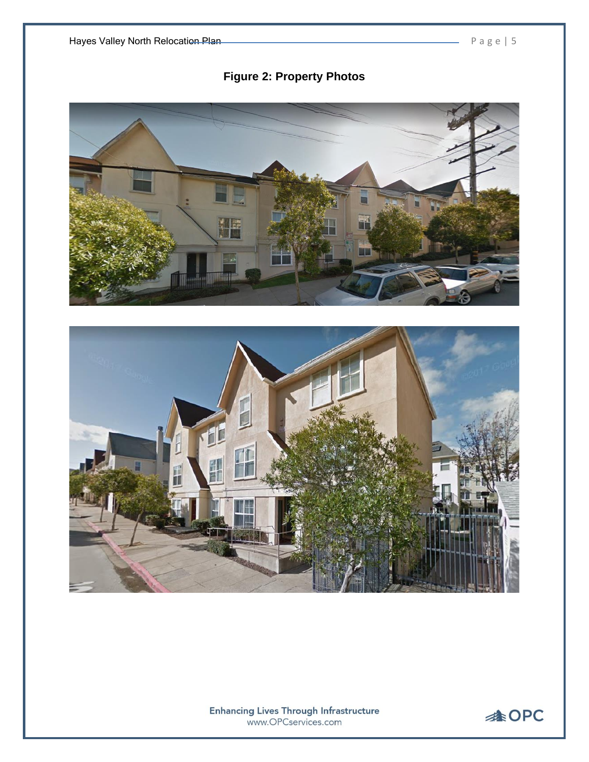**Figure 2: Property Photos**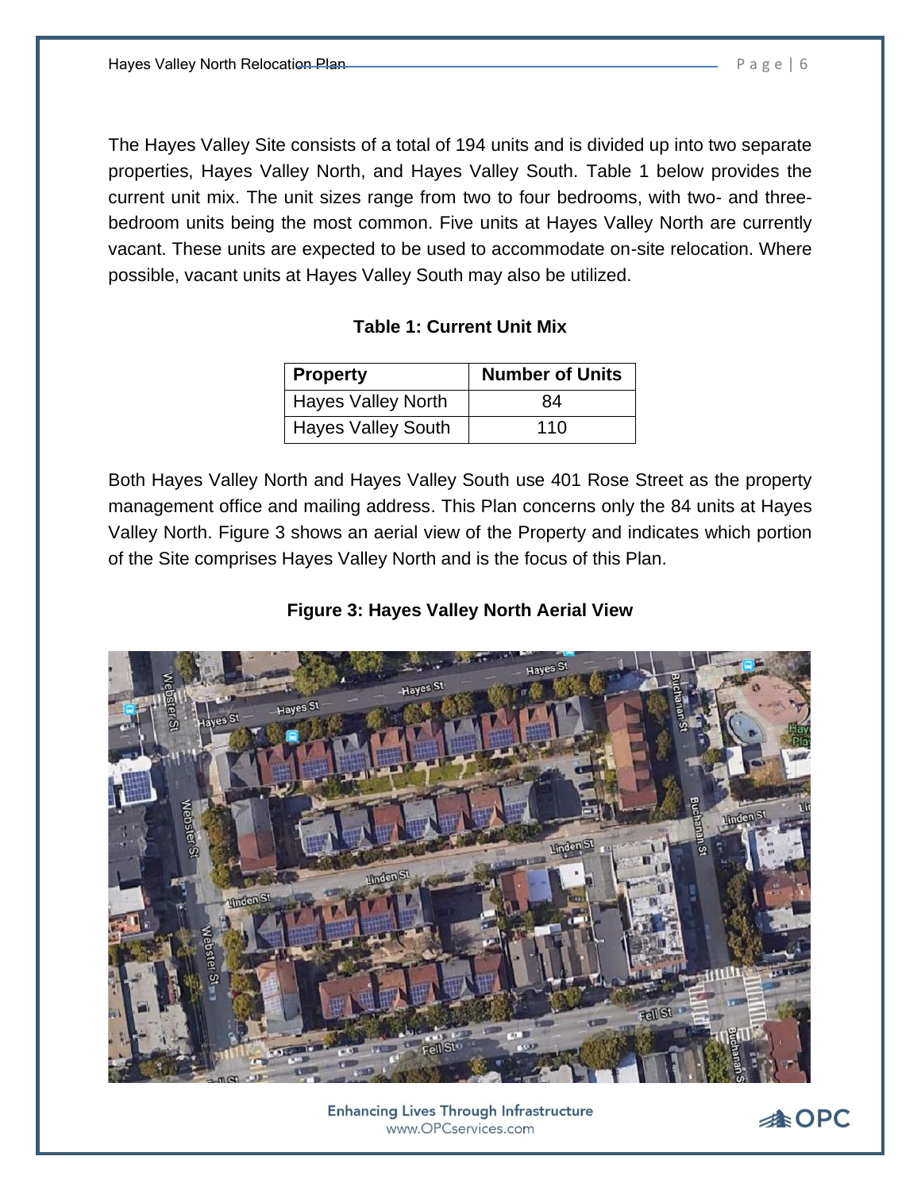The Hayes Valley Site consists of a total of 194 units and is divided up into two separate properties, Hayes Valley North, and Hayes Valley South. Table 1 below provides the current unit mix. The unit sizes range from two to four bedrooms, with two- and three-bedroom units being the most common. Five units at Hayes Valley North are currently vacant. These units are expected to be used to accommodate on-site relocation. Where possible, vacant units at Hayes Valley South may also be utilized.

**Table 1: Current Unit Mix**

| Property | Number of Units |
|---|---|
| Hayes Valley North | 84 |
| Hayes Valley South | 110 |

Both Hayes Valley North and Hayes Valley South use 401 Rose Street as the property management office and mailing address. This Plan concerns only the 84 units at Hayes Valley North. Figure 3 shows an aerial view of the Property and indicates which portion of the Site comprises Hayes Valley North and is the focus of this Plan.

**Figure 3: Hayes Valley North Aerial View**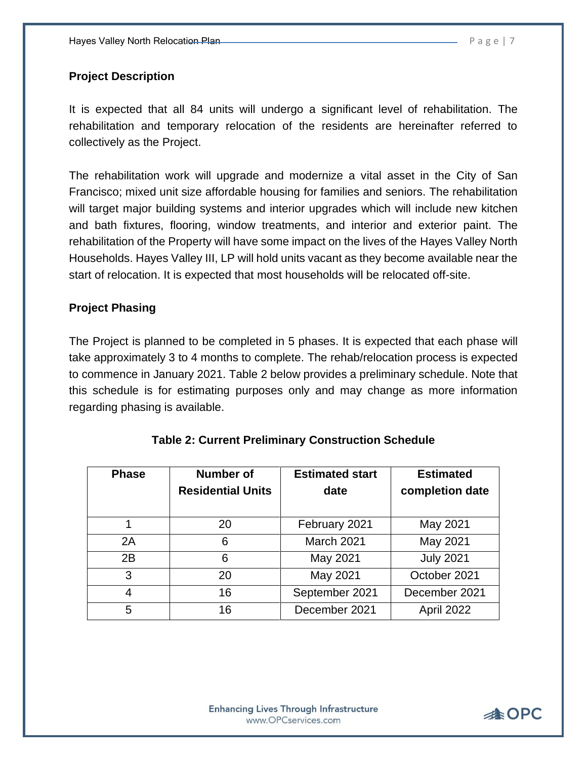## Project Description

It is expected that all 84 units will undergo a significant level of rehabilitation. The rehabilitation and temporary relocation of the residents are hereinafter referred to collectively as the Project.

The rehabilitation work will upgrade and modernize a vital asset in the City of San Francisco; mixed unit size affordable housing for families and seniors. The rehabilitation will target major building systems and interior upgrades which will include new kitchen and bath fixtures, flooring, window treatments, and interior and exterior paint. The rehabilitation of the Property will have some impact on the lives of the Hayes Valley North Households. Hayes Valley III, LP will hold units vacant as they become available near the start of relocation. It is expected that most households will be relocated off-site.

## Project Phasing

The Project is planned to be completed in 5 phases. It is expected that each phase will take approximately 3 to 4 months to complete. The rehab/relocation process is expected to commence in January 2021. Table 2 below provides a preliminary schedule. Note that this schedule is for estimating purposes only and may change as more information regarding phasing is available.

**Table 2: Current Preliminary Construction Schedule**

| Phase | Number of Residential Units | Estimated start date | Estimated completion date |
|---|---|---|---|
| 1 | 20 | February 2021 | May 2021 |
| 2A | 6 | March 2021 | May 2021 |
| 2B | 6 | May 2021 | July 2021 |
| 3 | 20 | May 2021 | October 2021 |
| 4 | 16 | September 2021 | December 2021 |
| 5 | 16 | December 2021 | April 2022 |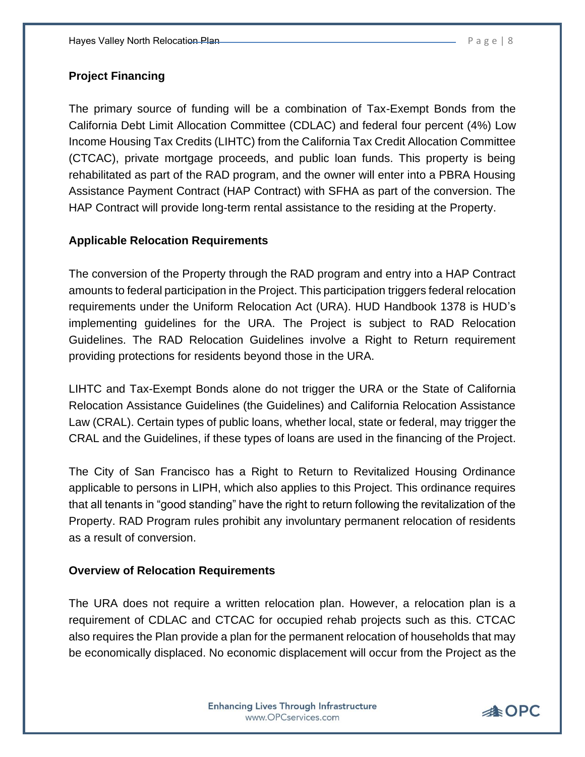**Project Financing**

The primary source of funding will be a combination of Tax-Exempt Bonds from the California Debt Limit Allocation Committee (CDLAC) and federal four percent (4%) Low Income Housing Tax Credits (LIHTC) from the California Tax Credit Allocation Committee (CTCAC), private mortgage proceeds, and public loan funds. This property is being rehabilitated as part of the RAD program, and the owner will enter into a PBRA Housing Assistance Payment Contract (HAP Contract) with SFHA as part of the conversion. The HAP Contract will provide long-term rental assistance to the residing at the Property.

**Applicable Relocation Requirements**

The conversion of the Property through the RAD program and entry into a HAP Contract amounts to federal participation in the Project. This participation triggers federal relocation requirements under the Uniform Relocation Act (URA). HUD Handbook 1378 is HUD's implementing guidelines for the URA. The Project is subject to RAD Relocation Guidelines. The RAD Relocation Guidelines involve a Right to Return requirement providing protections for residents beyond those in the URA.

LIHTC and Tax-Exempt Bonds alone do not trigger the URA or the State of California Relocation Assistance Guidelines (the Guidelines) and California Relocation Assistance Law (CRAL). Certain types of public loans, whether local, state or federal, may trigger the CRAL and the Guidelines, if these types of loans are used in the financing of the Project.

The City of San Francisco has a Right to Return to Revitalized Housing Ordinance applicable to persons in LIPH, which also applies to this Project. This ordinance requires that all tenants in "good standing" have the right to return following the revitalization of the Property. RAD Program rules prohibit any involuntary permanent relocation of residents as a result of conversion.

**Overview of Relocation Requirements**

The URA does not require a written relocation plan. However, a relocation plan is a requirement of CDLAC and CTCAC for occupied rehab projects such as this. CTCAC also requires the Plan provide a plan for the permanent relocation of households that may be economically displaced. No economic displacement will occur from the Project as the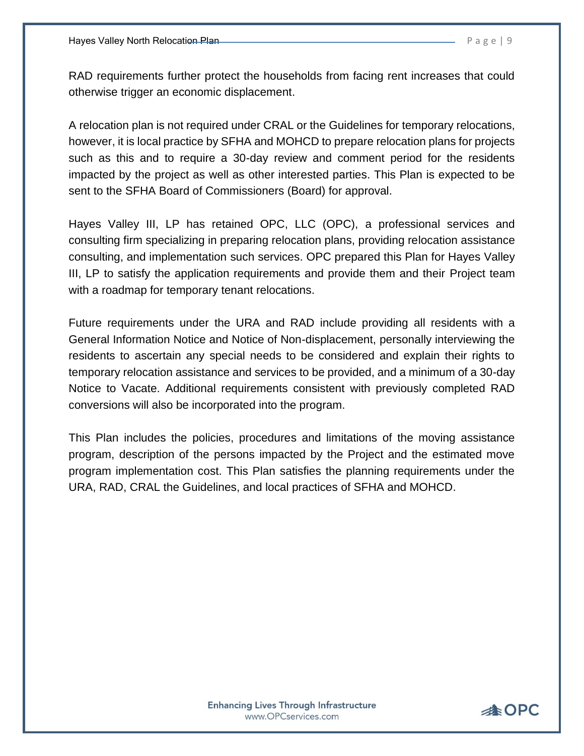RAD requirements further protect the households from facing rent increases that could otherwise trigger an economic displacement.

A relocation plan is not required under CRAL or the Guidelines for temporary relocations, however, it is local practice by SFHA and MOHCD to prepare relocation plans for projects such as this and to require a 30-day review and comment period for the residents impacted by the project as well as other interested parties. This Plan is expected to be sent to the SFHA Board of Commissioners (Board) for approval.

Hayes Valley III, LP has retained OPC, LLC (OPC), a professional services and consulting firm specializing in preparing relocation plans, providing relocation assistance consulting, and implementation such services. OPC prepared this Plan for Hayes Valley III, LP to satisfy the application requirements and provide them and their Project team with a roadmap for temporary tenant relocations.

Future requirements under the URA and RAD include providing all residents with a General Information Notice and Notice of Non-displacement, personally interviewing the residents to ascertain any special needs to be considered and explain their rights to temporary relocation assistance and services to be provided, and a minimum of a 30-day Notice to Vacate. Additional requirements consistent with previously completed RAD conversions will also be incorporated into the program.

This Plan includes the policies, procedures and limitations of the moving assistance program, description of the persons impacted by the Project and the estimated move program implementation cost. This Plan satisfies the planning requirements under the URA, RAD, CRAL the Guidelines, and local practices of SFHA and MOHCD.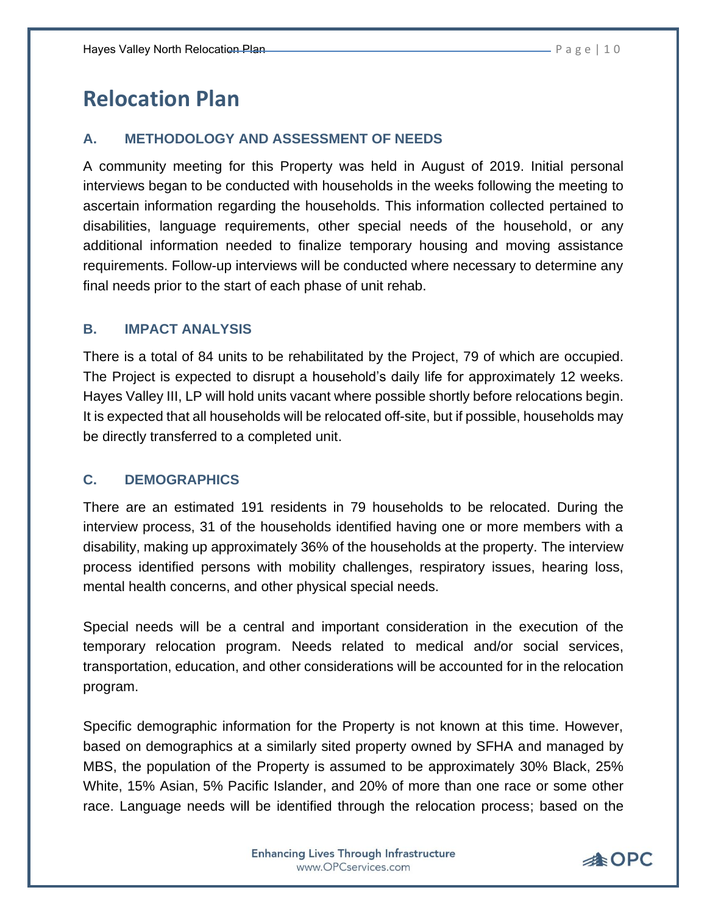# Relocation Plan

### A. METHODOLOGY AND ASSESSMENT OF NEEDS

A community meeting for this Property was held in August of 2019. Initial personal interviews began to be conducted with households in the weeks following the meeting to ascertain information regarding the households. This information collected pertained to disabilities, language requirements, other special needs of the household, or any additional information needed to finalize temporary housing and moving assistance requirements. Follow-up interviews will be conducted where necessary to determine any final needs prior to the start of each phase of unit rehab.

### B. IMPACT ANALYSIS

There is a total of 84 units to be rehabilitated by the Project, 79 of which are occupied. The Project is expected to disrupt a household's daily life for approximately 12 weeks. Hayes Valley III, LP will hold units vacant where possible shortly before relocations begin. It is expected that all households will be relocated off-site, but if possible, households may be directly transferred to a completed unit.

### C. DEMOGRAPHICS

There are an estimated 191 residents in 79 households to be relocated. During the interview process, 31 of the households identified having one or more members with a disability, making up approximately 36% of the households at the property. The interview process identified persons with mobility challenges, respiratory issues, hearing loss, mental health concerns, and other physical special needs.

Special needs will be a central and important consideration in the execution of the temporary relocation program. Needs related to medical and/or social services, transportation, education, and other considerations will be accounted for in the relocation program.

Specific demographic information for the Property is not known at this time. However, based on demographics at a similarly sited property owned by SFHA and managed by MBS, the population of the Property is assumed to be approximately 30% Black, 25% White, 15% Asian, 5% Pacific Islander, and 20% of more than one race or some other race. Language needs will be identified through the relocation process; based on the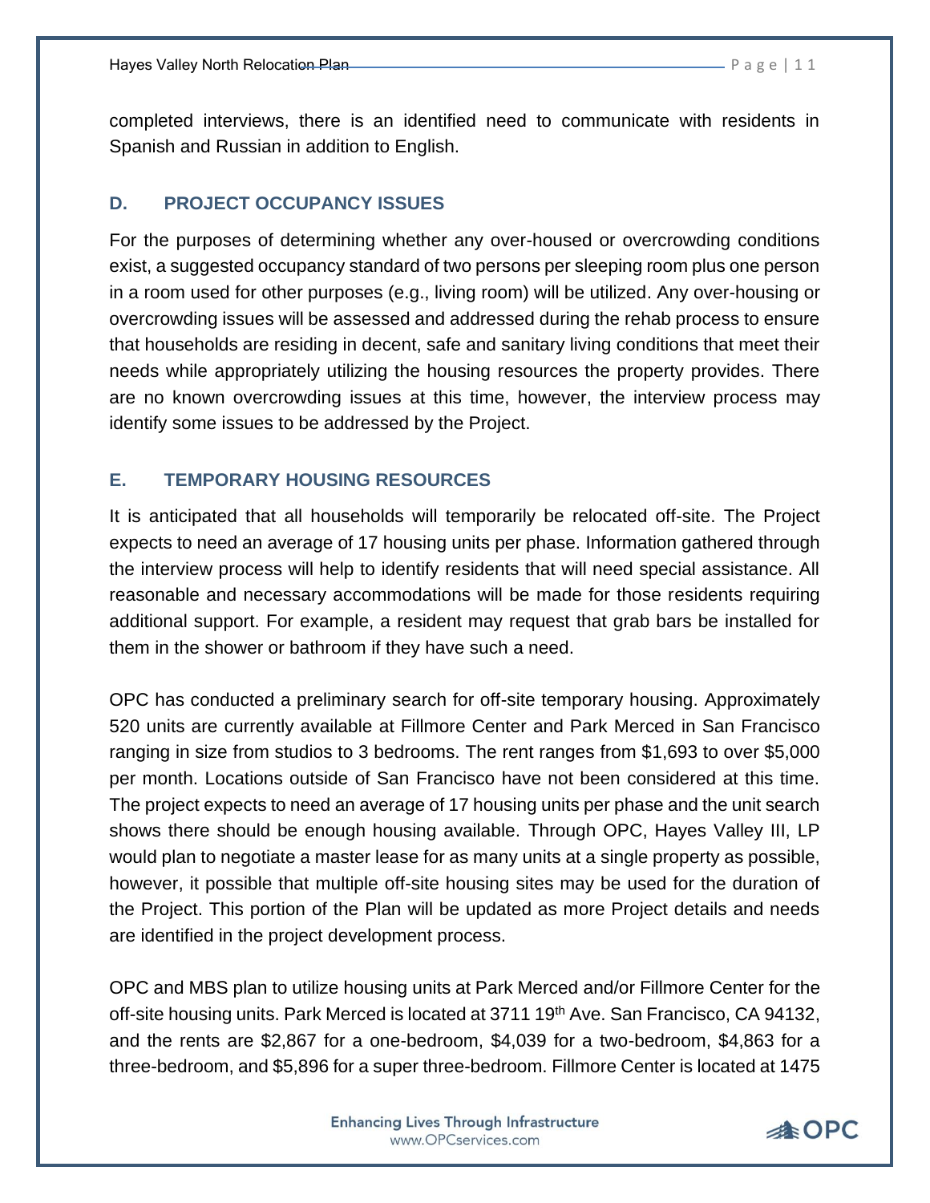completed interviews, there is an identified need to communicate with residents in Spanish and Russian in addition to English.

### D. PROJECT OCCUPANCY ISSUES

For the purposes of determining whether any over-housed or overcrowding conditions exist, a suggested occupancy standard of two persons per sleeping room plus one person in a room used for other purposes (e.g., living room) will be utilized. Any over-housing or overcrowding issues will be assessed and addressed during the rehab process to ensure that households are residing in decent, safe and sanitary living conditions that meet their needs while appropriately utilizing the housing resources the property provides. There are no known overcrowding issues at this time, however, the interview process may identify some issues to be addressed by the Project.

### E. TEMPORARY HOUSING RESOURCES

It is anticipated that all households will temporarily be relocated off-site. The Project expects to need an average of 17 housing units per phase. Information gathered through the interview process will help to identify residents that will need special assistance. All reasonable and necessary accommodations will be made for those residents requiring additional support. For example, a resident may request that grab bars be installed for them in the shower or bathroom if they have such a need.

OPC has conducted a preliminary search for off-site temporary housing. Approximately 520 units are currently available at Fillmore Center and Park Merced in San Francisco ranging in size from studios to 3 bedrooms. The rent ranges from $1,693 to over $5,000 per month. Locations outside of San Francisco have not been considered at this time. The project expects to need an average of 17 housing units per phase and the unit search shows there should be enough housing available. Through OPC, Hayes Valley III, LP would plan to negotiate a master lease for as many units at a single property as possible, however, it possible that multiple off-site housing sites may be used for the duration of the Project. This portion of the Plan will be updated as more Project details and needs are identified in the project development process.

OPC and MBS plan to utilize housing units at Park Merced and/or Fillmore Center for the off-site housing units. Park Merced is located at 3711 19th Ave. San Francisco, CA 94132, and the rents are $2,867 for a one-bedroom, $4,039 for a two-bedroom, $4,863 for a three-bedroom, and $5,896 for a super three-bedroom. Fillmore Center is located at 1475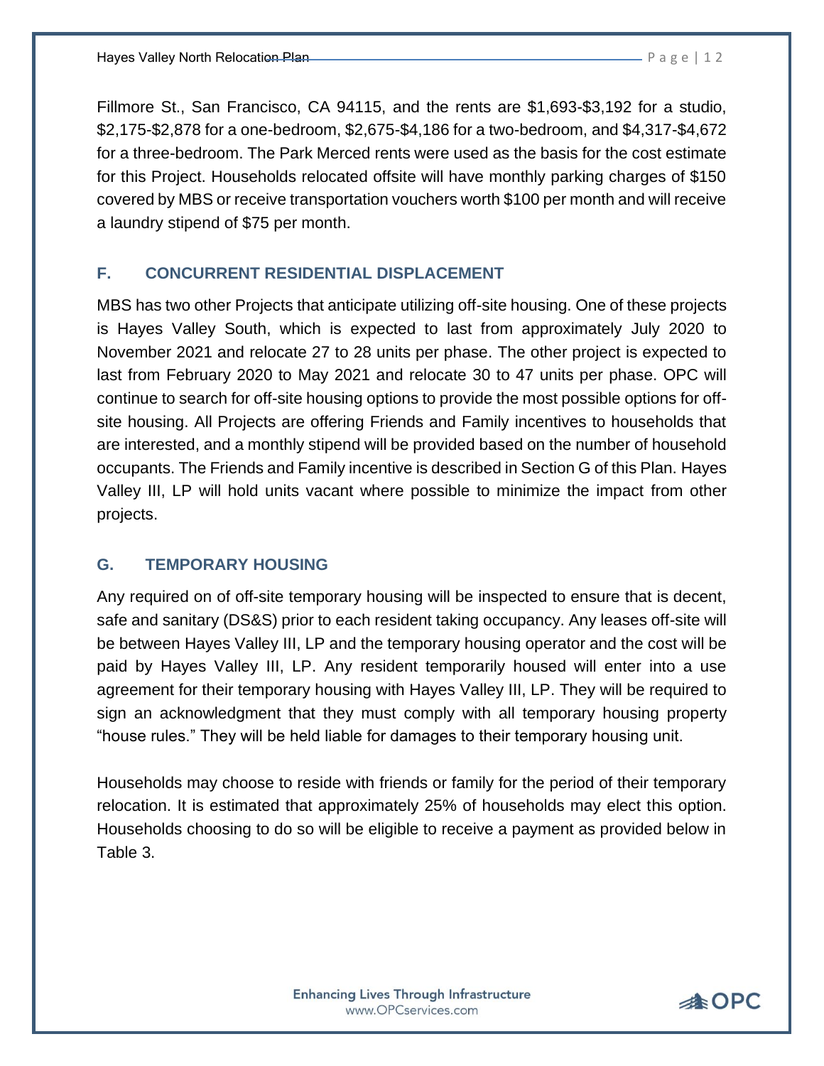Fillmore St., San Francisco, CA 94115, and the rents are $1,693-$3,192 for a studio, $2,175-$2,878 for a one-bedroom, $2,675-$4,186 for a two-bedroom, and $4,317-$4,672 for a three-bedroom. The Park Merced rents were used as the basis for the cost estimate for this Project. Households relocated offsite will have monthly parking charges of $150 covered by MBS or receive transportation vouchers worth $100 per month and will receive a laundry stipend of $75 per month.

## F. CONCURRENT RESIDENTIAL DISPLACEMENT

MBS has two other Projects that anticipate utilizing off-site housing. One of these projects is Hayes Valley South, which is expected to last from approximately July 2020 to November 2021 and relocate 27 to 28 units per phase. The other project is expected to last from February 2020 to May 2021 and relocate 30 to 47 units per phase. OPC will continue to search for off-site housing options to provide the most possible options for off-site housing. All Projects are offering Friends and Family incentives to households that are interested, and a monthly stipend will be provided based on the number of household occupants. The Friends and Family incentive is described in Section G of this Plan. Hayes Valley III, LP will hold units vacant where possible to minimize the impact from other projects.

## G. TEMPORARY HOUSING

Any required on of off-site temporary housing will be inspected to ensure that is decent, safe and sanitary (DS&S) prior to each resident taking occupancy. Any leases off-site will be between Hayes Valley III, LP and the temporary housing operator and the cost will be paid by Hayes Valley III, LP. Any resident temporarily housed will enter into a use agreement for their temporary housing with Hayes Valley III, LP. They will be required to sign an acknowledgment that they must comply with all temporary housing property "house rules." They will be held liable for damages to their temporary housing unit.

Households may choose to reside with friends or family for the period of their temporary relocation. It is estimated that approximately 25% of households may elect this option. Households choosing to do so will be eligible to receive a payment as provided below in Table 3.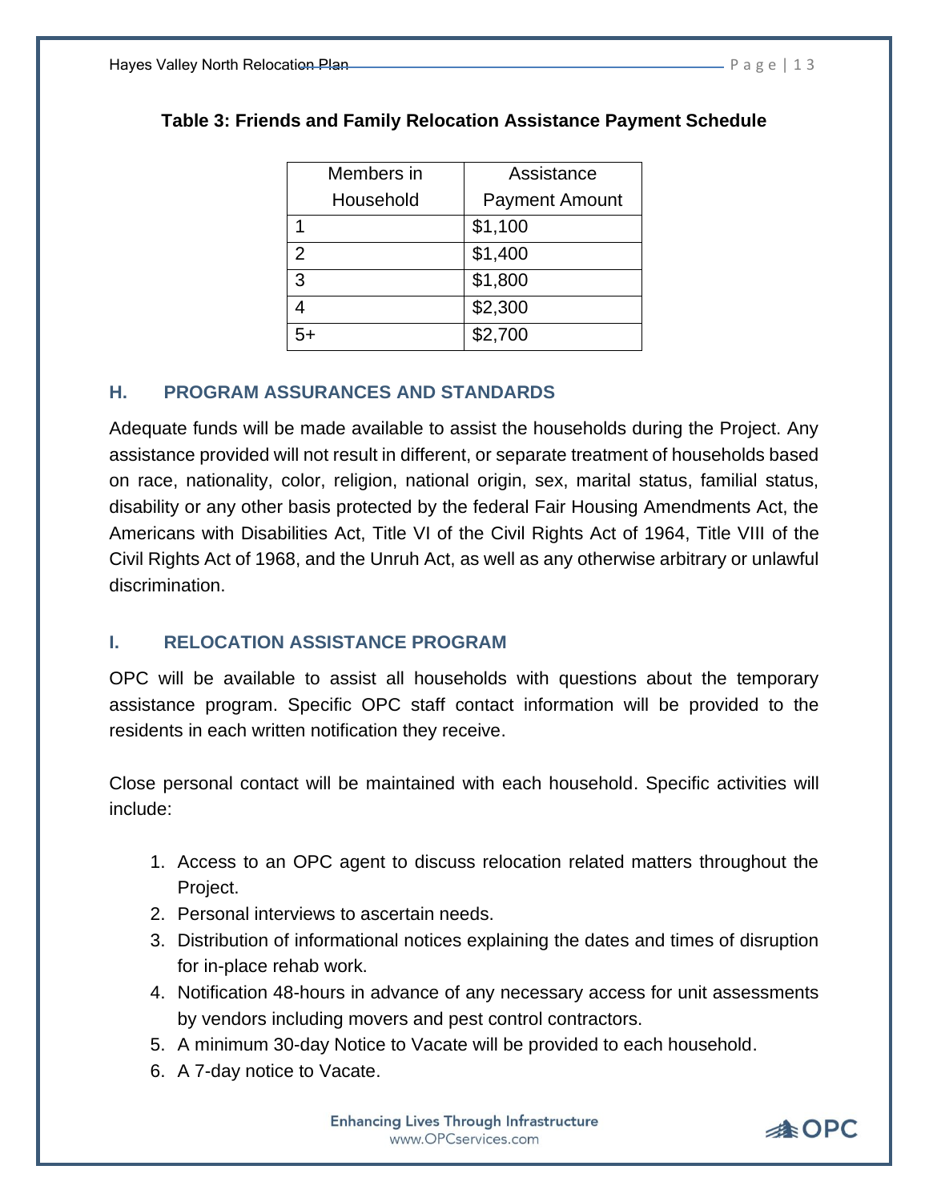**Table 3: Friends and Family Relocation Assistance Payment Schedule**

| Members in Household | Assistance Payment Amount |
|---|---|
| 1 | $1,100 |
| 2 | $1,400 |
| 3 | $1,800 |
| 4 | $2,300 |
| 5+ | $2,700 |

## H. PROGRAM ASSURANCES AND STANDARDS

Adequate funds will be made available to assist the households during the Project. Any assistance provided will not result in different, or separate treatment of households based on race, nationality, color, religion, national origin, sex, marital status, familial status, disability or any other basis protected by the federal Fair Housing Amendments Act, the Americans with Disabilities Act, Title VI of the Civil Rights Act of 1964, Title VIII of the Civil Rights Act of 1968, and the Unruh Act, as well as any otherwise arbitrary or unlawful discrimination.

## I. RELOCATION ASSISTANCE PROGRAM

OPC will be available to assist all households with questions about the temporary assistance program. Specific OPC staff contact information will be provided to the residents in each written notification they receive.

Close personal contact will be maintained with each household. Specific activities will include:

1. Access to an OPC agent to discuss relocation related matters throughout the Project.
2. Personal interviews to ascertain needs.
3. Distribution of informational notices explaining the dates and times of disruption for in-place rehab work.
4. Notification 48-hours in advance of any necessary access for unit assessments by vendors including movers and pest control contractors.
5. A minimum 30-day Notice to Vacate will be provided to each household.
6. A 7-day notice to Vacate.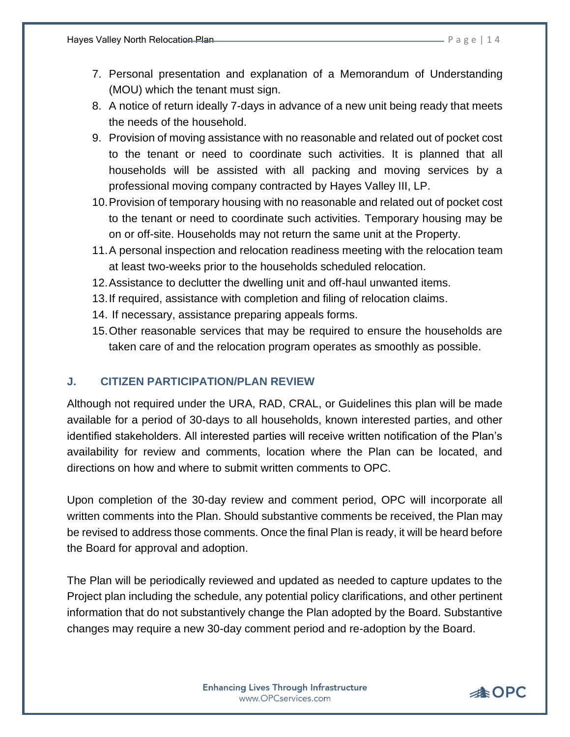7. Personal presentation and explanation of a Memorandum of Understanding (MOU) which the tenant must sign.
8. A notice of return ideally 7-days in advance of a new unit being ready that meets the needs of the household.
9. Provision of moving assistance with no reasonable and related out of pocket cost to the tenant or need to coordinate such activities. It is planned that all households will be assisted with all packing and moving services by a professional moving company contracted by Hayes Valley III, LP.
10. Provision of temporary housing with no reasonable and related out of pocket cost to the tenant or need to coordinate such activities. Temporary housing may be on or off-site. Households may not return the same unit at the Property.
11. A personal inspection and relocation readiness meeting with the relocation team at least two-weeks prior to the households scheduled relocation.
12. Assistance to declutter the dwelling unit and off-haul unwanted items.
13. If required, assistance with completion and filing of relocation claims.
14. If necessary, assistance preparing appeals forms.
15. Other reasonable services that may be required to ensure the households are taken care of and the relocation program operates as smoothly as possible.

## J. CITIZEN PARTICIPATION/PLAN REVIEW

Although not required under the URA, RAD, CRAL, or Guidelines this plan will be made available for a period of 30-days to all households, known interested parties, and other identified stakeholders. All interested parties will receive written notification of the Plan's availability for review and comments, location where the Plan can be located, and directions on how and where to submit written comments to OPC.

Upon completion of the 30-day review and comment period, OPC will incorporate all written comments into the Plan. Should substantive comments be received, the Plan may be revised to address those comments. Once the final Plan is ready, it will be heard before the Board for approval and adoption.

The Plan will be periodically reviewed and updated as needed to capture updates to the Project plan including the schedule, any potential policy clarifications, and other pertinent information that do not substantively change the Plan adopted by the Board. Substantive changes may require a new 30-day comment period and re-adoption by the Board.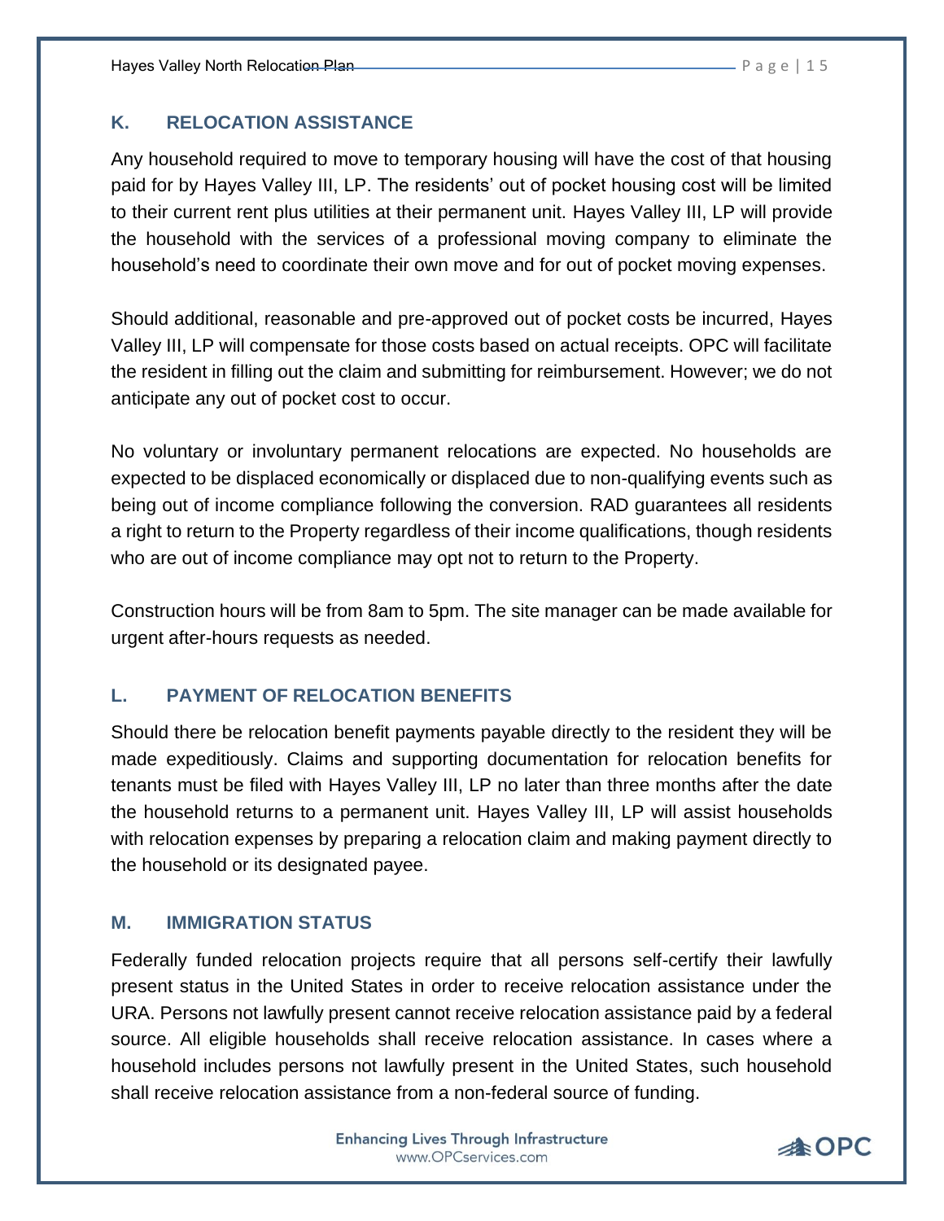## K. RELOCATION ASSISTANCE

Any household required to move to temporary housing will have the cost of that housing paid for by Hayes Valley III, LP. The residents' out of pocket housing cost will be limited to their current rent plus utilities at their permanent unit. Hayes Valley III, LP will provide the household with the services of a professional moving company to eliminate the household's need to coordinate their own move and for out of pocket moving expenses.

Should additional, reasonable and pre-approved out of pocket costs be incurred, Hayes Valley III, LP will compensate for those costs based on actual receipts. OPC will facilitate the resident in filling out the claim and submitting for reimbursement. However; we do not anticipate any out of pocket cost to occur.

No voluntary or involuntary permanent relocations are expected. No households are expected to be displaced economically or displaced due to non-qualifying events such as being out of income compliance following the conversion. RAD guarantees all residents a right to return to the Property regardless of their income qualifications, though residents who are out of income compliance may opt not to return to the Property.

Construction hours will be from 8am to 5pm. The site manager can be made available for urgent after-hours requests as needed.

## L. PAYMENT OF RELOCATION BENEFITS

Should there be relocation benefit payments payable directly to the resident they will be made expeditiously. Claims and supporting documentation for relocation benefits for tenants must be filed with Hayes Valley III, LP no later than three months after the date the household returns to a permanent unit. Hayes Valley III, LP will assist households with relocation expenses by preparing a relocation claim and making payment directly to the household or its designated payee.

## M. IMMIGRATION STATUS

Federally funded relocation projects require that all persons self-certify their lawfully present status in the United States in order to receive relocation assistance under the URA. Persons not lawfully present cannot receive relocation assistance paid by a federal source. All eligible households shall receive relocation assistance. In cases where a household includes persons not lawfully present in the United States, such household shall receive relocation assistance from a non-federal source of funding.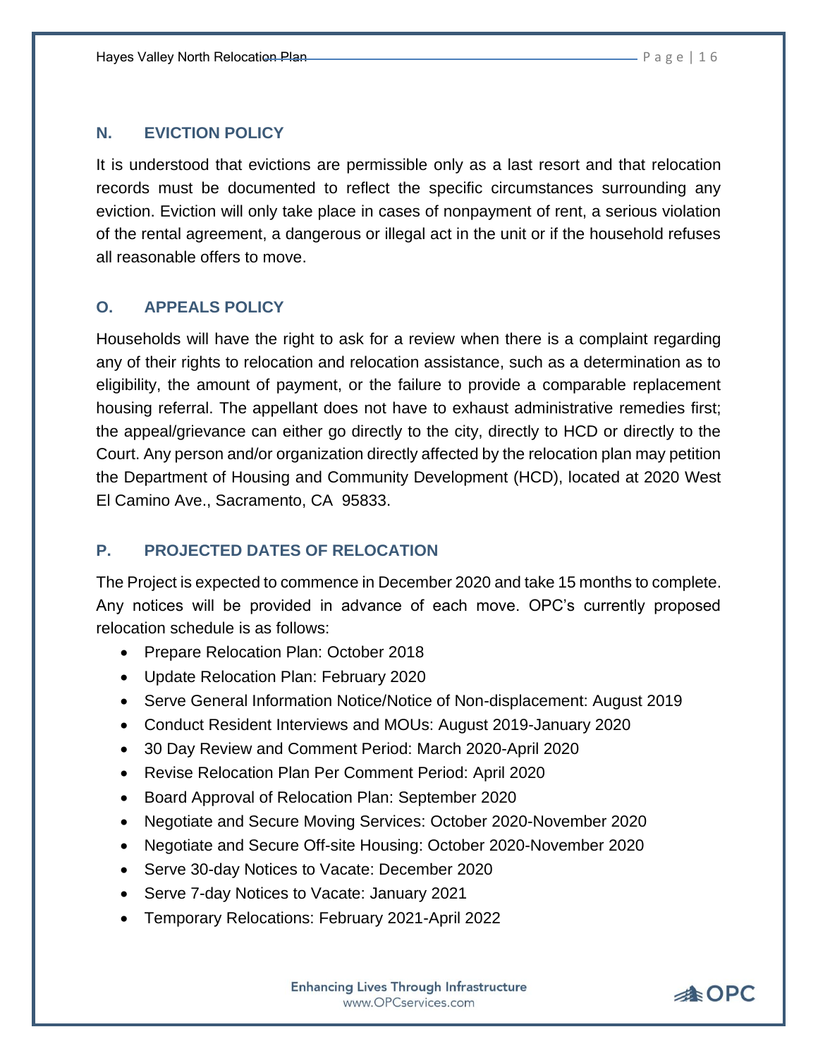## N. EVICTION POLICY

It is understood that evictions are permissible only as a last resort and that relocation records must be documented to reflect the specific circumstances surrounding any eviction. Eviction will only take place in cases of nonpayment of rent, a serious violation of the rental agreement, a dangerous or illegal act in the unit or if the household refuses all reasonable offers to move.

## O. APPEALS POLICY

Households will have the right to ask for a review when there is a complaint regarding any of their rights to relocation and relocation assistance, such as a determination as to eligibility, the amount of payment, or the failure to provide a comparable replacement housing referral. The appellant does not have to exhaust administrative remedies first; the appeal/grievance can either go directly to the city, directly to HCD or directly to the Court. Any person and/or organization directly affected by the relocation plan may petition the Department of Housing and Community Development (HCD), located at 2020 West El Camino Ave., Sacramento, CA 95833.

## P. PROJECTED DATES OF RELOCATION

The Project is expected to commence in December 2020 and take 15 months to complete. Any notices will be provided in advance of each move. OPC's currently proposed relocation schedule is as follows:

- Prepare Relocation Plan: October 2018
- Update Relocation Plan: February 2020
- Serve General Information Notice/Notice of Non-displacement: August 2019
- Conduct Resident Interviews and MOUs: August 2019-January 2020
- 30 Day Review and Comment Period: March 2020-April 2020
- Revise Relocation Plan Per Comment Period: April 2020
- Board Approval of Relocation Plan: September 2020
- Negotiate and Secure Moving Services: October 2020-November 2020
- Negotiate and Secure Off-site Housing: October 2020-November 2020
- Serve 30-day Notices to Vacate: December 2020
- Serve 7-day Notices to Vacate: January 2021
- Temporary Relocations: February 2021-April 2022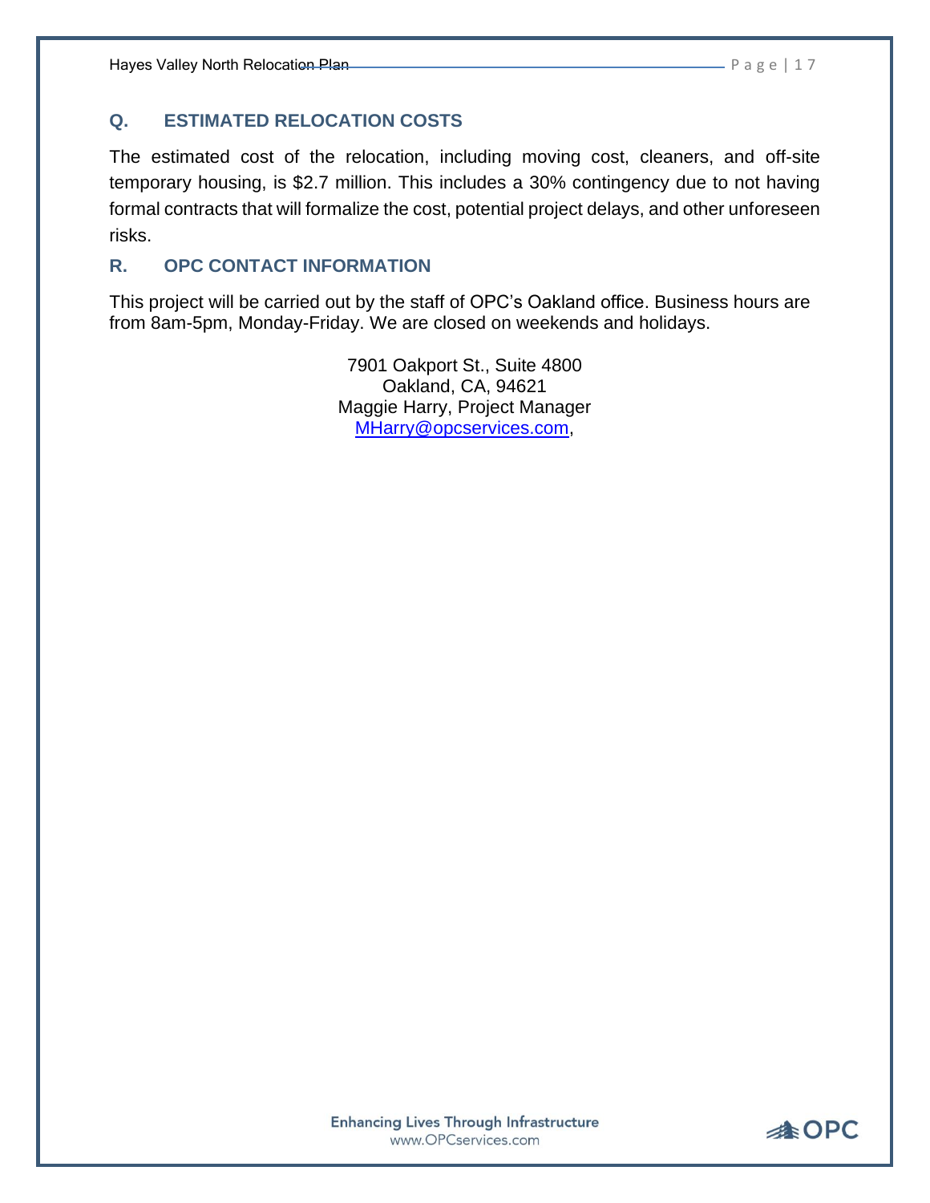## Q. ESTIMATED RELOCATION COSTS

The estimated cost of the relocation, including moving cost, cleaners, and off-site temporary housing, is $2.7 million. This includes a 30% contingency due to not having formal contracts that will formalize the cost, potential project delays, and other unforeseen risks.

## R. OPC CONTACT INFORMATION

This project will be carried out by the staff of OPC's Oakland office. Business hours are from 8am-5pm, Monday-Friday. We are closed on weekends and holidays.

7901 Oakport St., Suite 4800
Oakland, CA, 94621
Maggie Harry, Project Manager
MHarry@opcservices.com,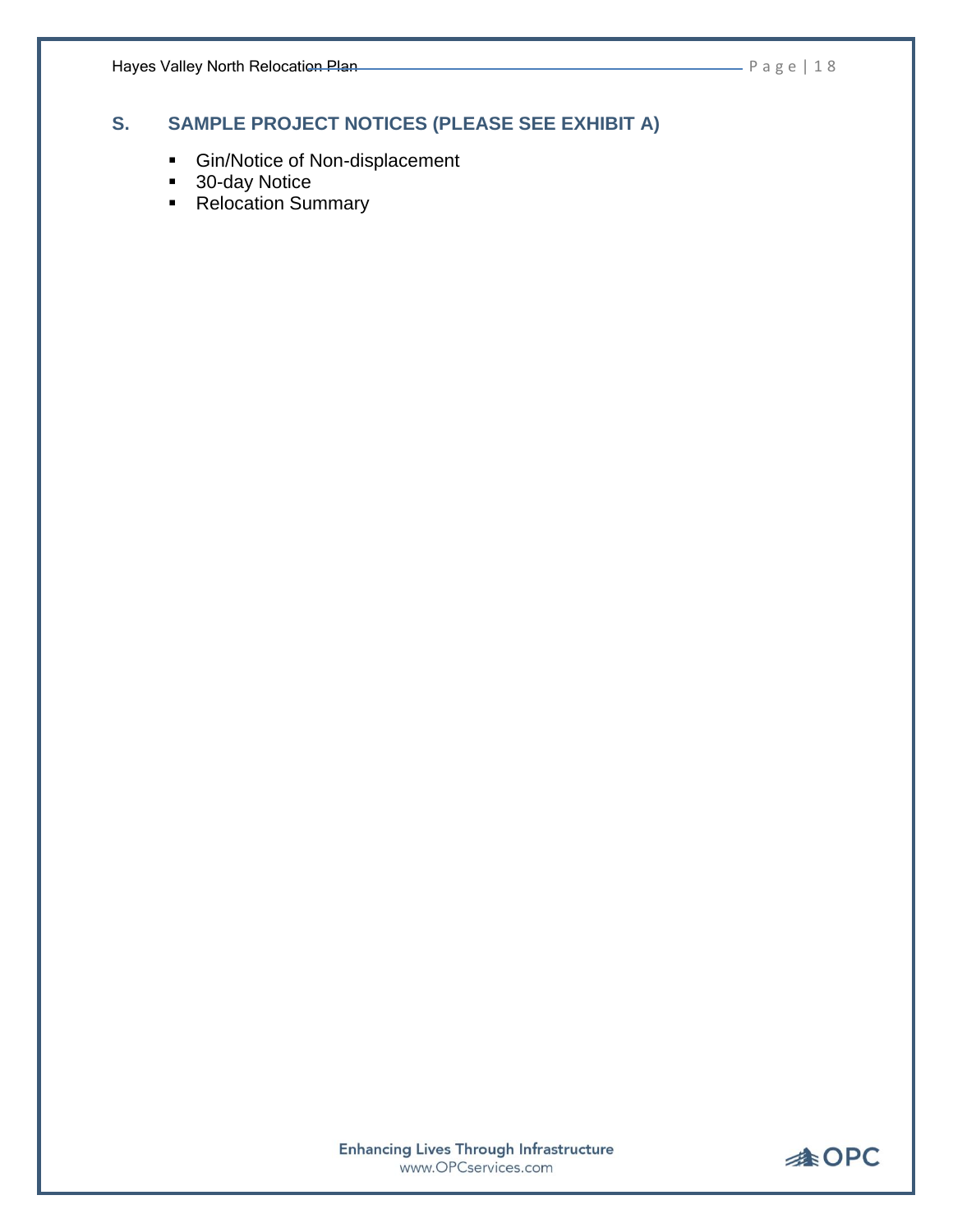## S. SAMPLE PROJECT NOTICES (PLEASE SEE EXHIBIT A)

- Gin/Notice of Non-displacement
- 30-day Notice
- Relocation Summary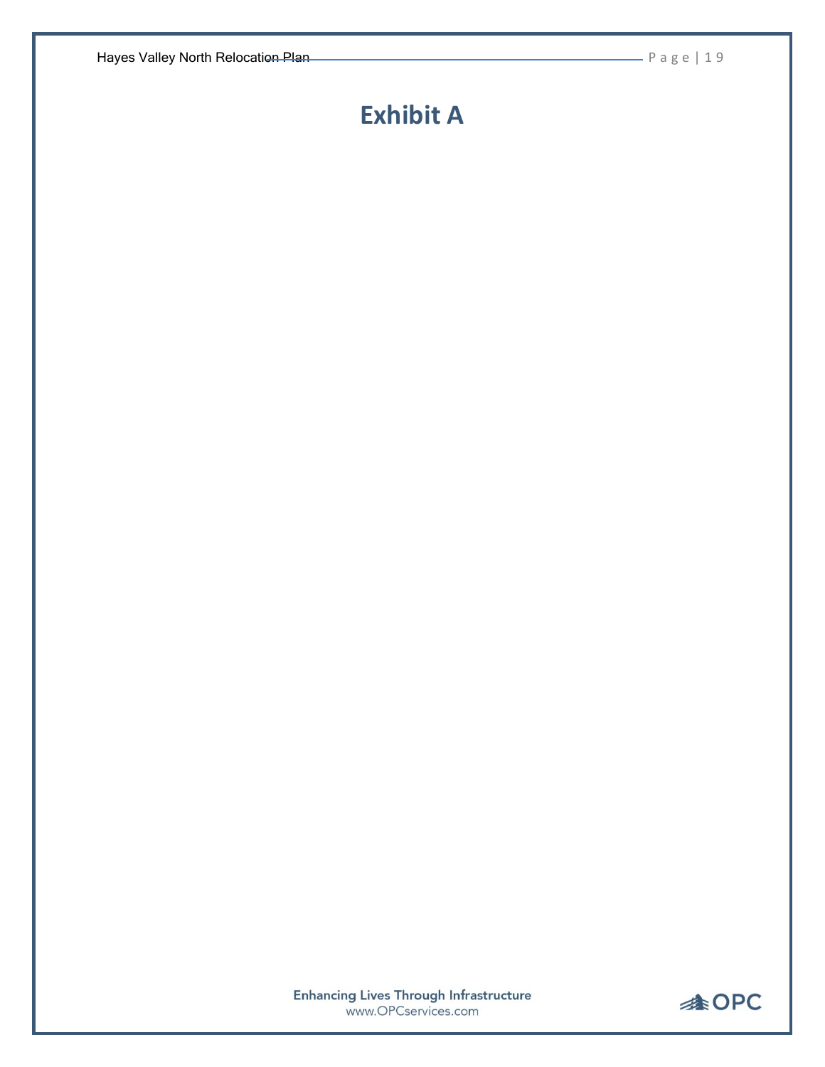# Exhibit A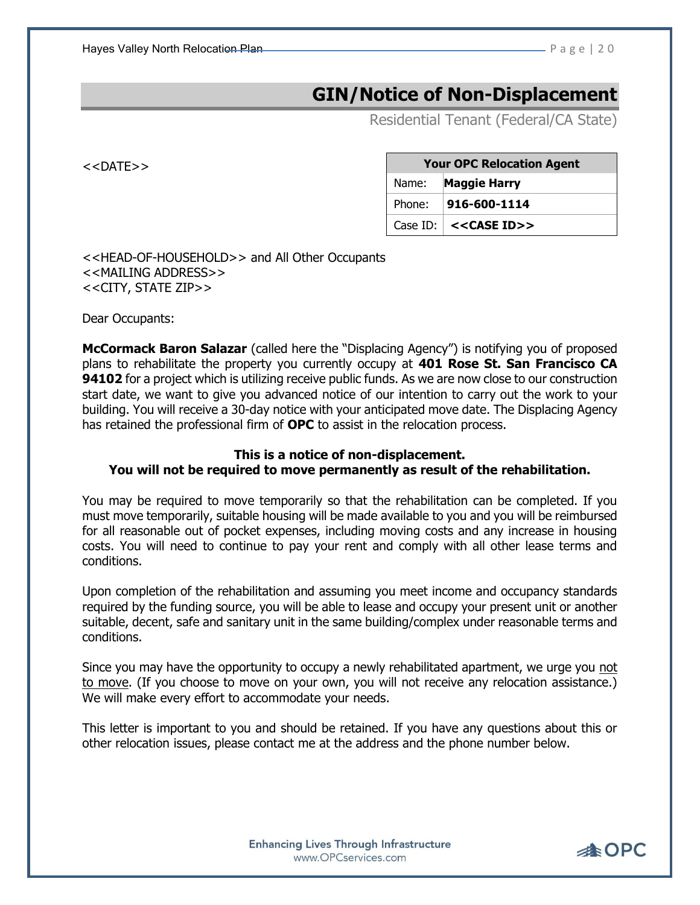# GIN/Notice of Non-Displacement

Residential Tenant (Federal/CA State)

<<DATE>>

| Your OPC Relocation Agent | |
|---|---|
| Name: | **Maggie Harry** |
| Phone: | **916-600-1114** |
| Case ID: | **<<CASE ID>>** |

<<HEAD-OF-HOUSEHOLD>> and All Other Occupants
<<MAILING ADDRESS>>
<<CITY, STATE ZIP>>

Dear Occupants:

**McCormack Baron Salazar** (called here the "Displacing Agency") is notifying you of proposed plans to rehabilitate the property you currently occupy at **401 Rose St. San Francisco CA 94102** for a project which is utilizing receive public funds. As we are now close to our construction start date, we want to give you advanced notice of our intention to carry out the work to your building. You will receive a 30-day notice with your anticipated move date. The Displacing Agency has retained the professional firm of **OPC** to assist in the relocation process.

**This is a notice of non-displacement.**
**You will not be required to move permanently as result of the rehabilitation.**

You may be required to move temporarily so that the rehabilitation can be completed. If you must move temporarily, suitable housing will be made available to you and you will be reimbursed for all reasonable out of pocket expenses, including moving costs and any increase in housing costs. You will need to continue to pay your rent and comply with all other lease terms and conditions.

Upon completion of the rehabilitation and assuming you meet income and occupancy standards required by the funding source, you will be able to lease and occupy your present unit or another suitable, decent, safe and sanitary unit in the same building/complex under reasonable terms and conditions.

Since you may have the opportunity to occupy a newly rehabilitated apartment, we urge you not to move. (If you choose to move on your own, you will not receive any relocation assistance.) We will make every effort to accommodate your needs.

This letter is important to you and should be retained. If you have any questions about this or other relocation issues, please contact me at the address and the phone number below.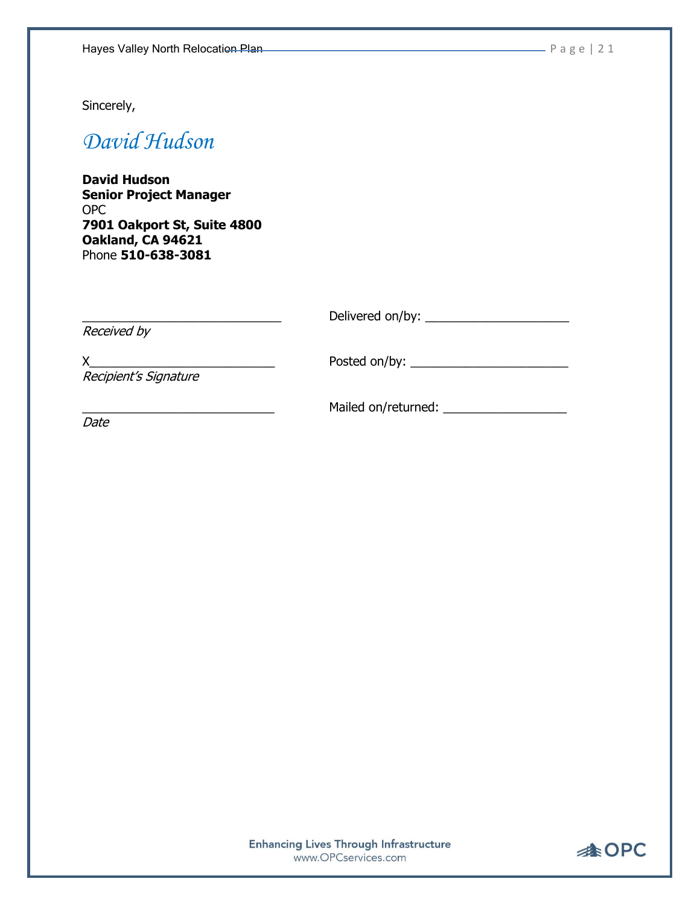Sincerely,

*David Hudson*

**David Hudson**
**Senior Project Manager**
OPC
**7901 Oakport St, Suite 4800**
**Oakland, CA 94621**
Phone **510-638-3081**

______________________________
*Received by*

X__________________________
*Recipient's Signature*

__________________________
*Date*

Delivered on/by: ____________________

Posted on/by: ______________________

Mailed on/returned: _________________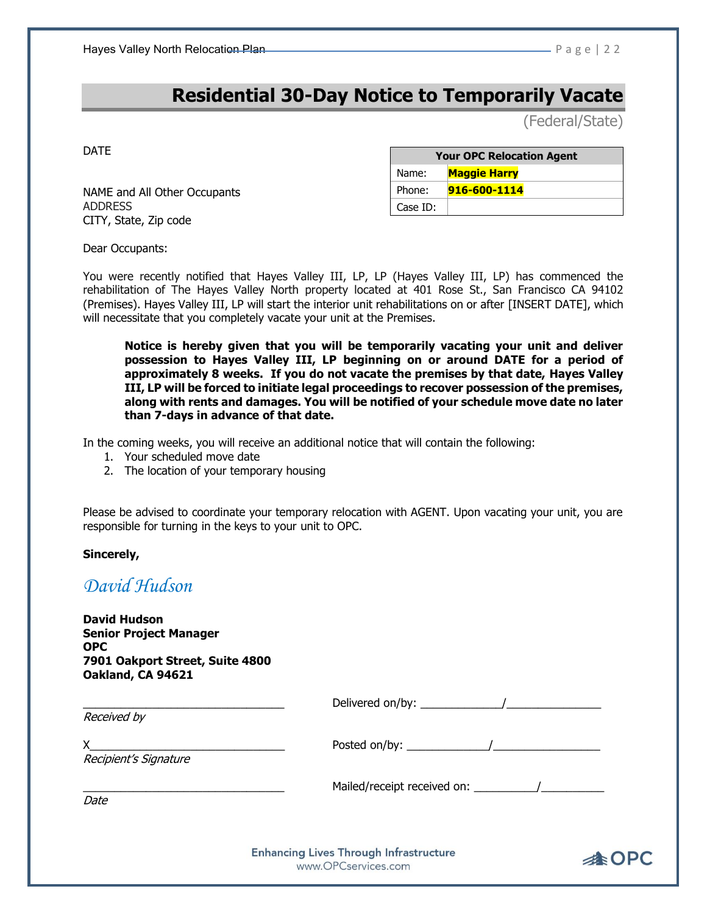# Residential 30-Day Notice to Temporarily Vacate

(Federal/State)

DATE

| Your OPC Relocation Agent | |
|---|---|
| Name: | Maggie Harry |
| Phone: | 916-600-1114 |
| Case ID: | |

NAME and All Other Occupants
ADDRESS
CITY, State, Zip code

Dear Occupants:

You were recently notified that Hayes Valley III, LP, LP (Hayes Valley III, LP) has commenced the rehabilitation of The Hayes Valley North property located at 401 Rose St., San Francisco CA 94102 (Premises). Hayes Valley III, LP will start the interior unit rehabilitations on or after [INSERT DATE], which will necessitate that you completely vacate your unit at the Premises.

> **Notice is hereby given that you will be temporarily vacating your unit and deliver possession to Hayes Valley III, LP beginning on or around DATE for a period of approximately 8 weeks. If you do not vacate the premises by that date, Hayes Valley III, LP will be forced to initiate legal proceedings to recover possession of the premises, along with rents and damages. You will be notified of your schedule move date no later than 7-days in advance of that date.**

In the coming weeks, you will receive an additional notice that will contain the following:

1. Your scheduled move date
2. The location of your temporary housing

Please be advised to coordinate your temporary relocation with AGENT. Upon vacating your unit, you are responsible for turning in the keys to your unit to OPC.

**Sincerely,**

*David Hudson*

**David Hudson**
**Senior Project Manager**
**OPC**
**7901 Oakport Street, Suite 4800**
**Oakland, CA 94621**

_______________________________ 
*Received by*

Delivered on/by: _____________/_______________

X_______________________________ 
*Recipient's Signature*

Posted on/by: _____________/_________________

_______________________________ 
*Date*

Mailed/receipt received on: __________/__________

Enhancing Lives Through Infrastructure
www.OPCservices.com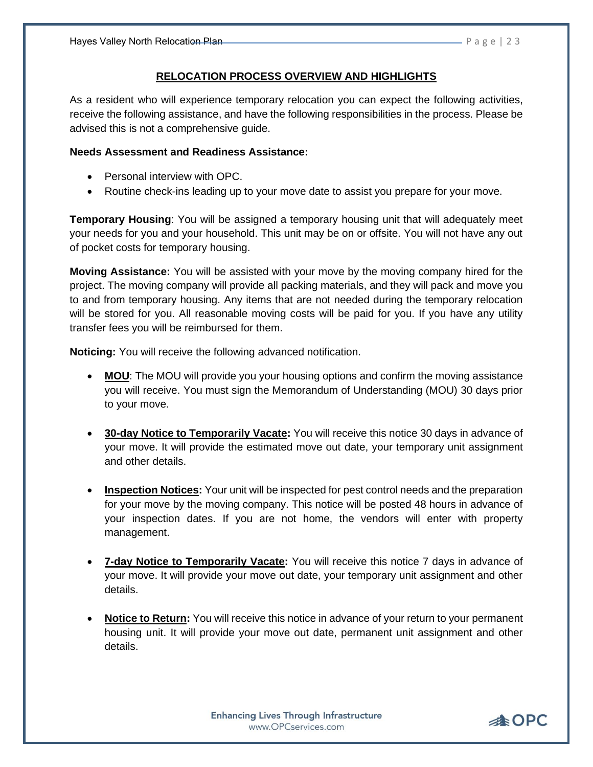## RELOCATION PROCESS OVERVIEW AND HIGHLIGHTS

As a resident who will experience temporary relocation you can expect the following activities, receive the following assistance, and have the following responsibilities in the process. Please be advised this is not a comprehensive guide.

**Needs Assessment and Readiness Assistance:**

- Personal interview with OPC.
- Routine check-ins leading up to your move date to assist you prepare for your move.

**Temporary Housing**: You will be assigned a temporary housing unit that will adequately meet your needs for you and your household. This unit may be on or offsite. You will not have any out of pocket costs for temporary housing.

**Moving Assistance:** You will be assisted with your move by the moving company hired for the project. The moving company will provide all packing materials, and they will pack and move you to and from temporary housing. Any items that are not needed during the temporary relocation will be stored for you. All reasonable moving costs will be paid for you. If you have any utility transfer fees you will be reimbursed for them.

**Noticing:** You will receive the following advanced notification.

- **MOU**: The MOU will provide you your housing options and confirm the moving assistance you will receive. You must sign the Memorandum of Understanding (MOU) 30 days prior to your move.

- **30-day Notice to Temporarily Vacate:** You will receive this notice 30 days in advance of your move. It will provide the estimated move out date, your temporary unit assignment and other details.

- **Inspection Notices:** Your unit will be inspected for pest control needs and the preparation for your move by the moving company. This notice will be posted 48 hours in advance of your inspection dates. If you are not home, the vendors will enter with property management.

- **7-day Notice to Temporarily Vacate:** You will receive this notice 7 days in advance of your move. It will provide your move out date, your temporary unit assignment and other details.

- **Notice to Return:** You will receive this notice in advance of your return to your permanent housing unit. It will provide your move out date, permanent unit assignment and other details.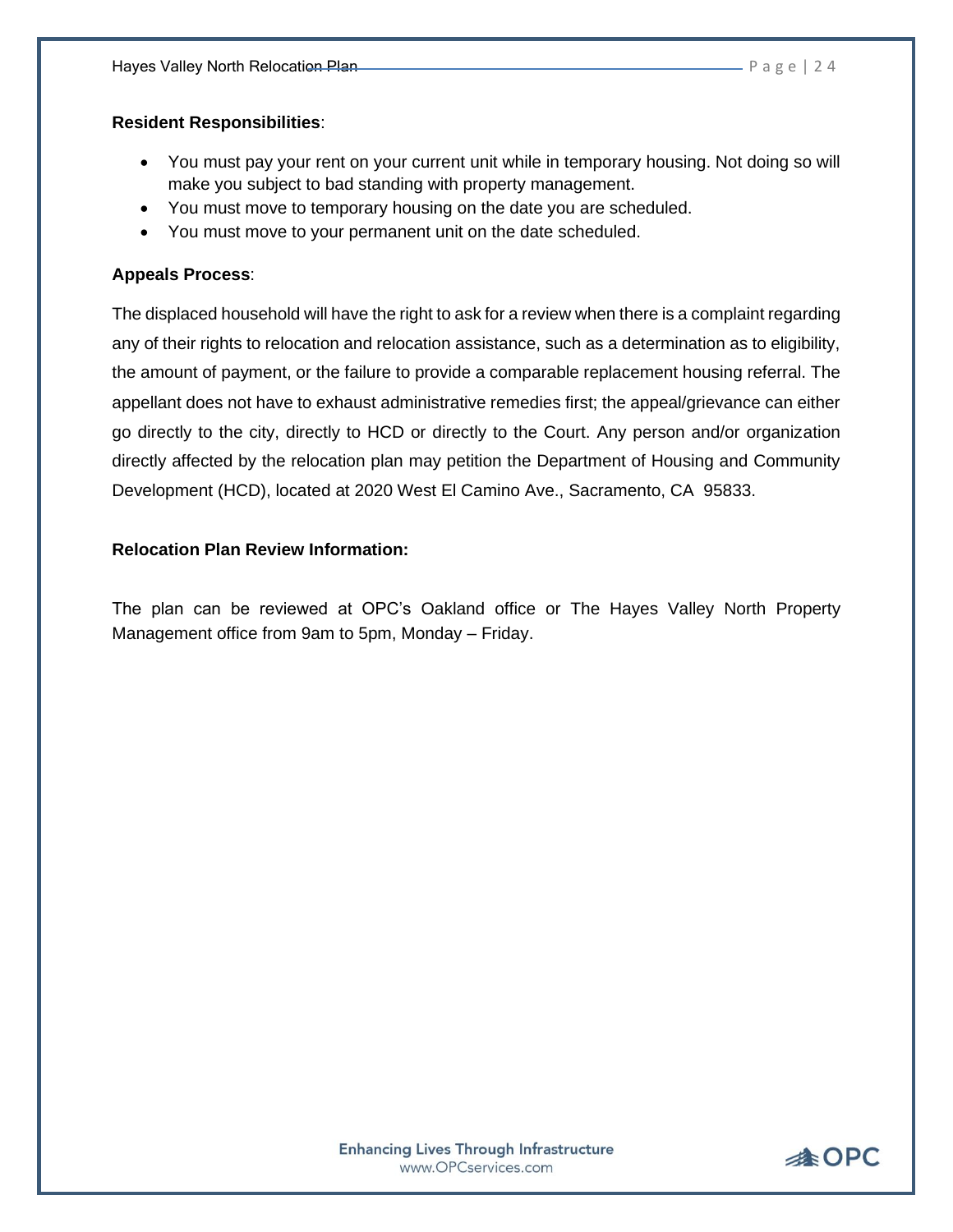**Resident Responsibilities**:

- You must pay your rent on your current unit while in temporary housing. Not doing so will make you subject to bad standing with property management.
- You must move to temporary housing on the date you are scheduled.
- You must move to your permanent unit on the date scheduled.

**Appeals Process**:

The displaced household will have the right to ask for a review when there is a complaint regarding any of their rights to relocation and relocation assistance, such as a determination as to eligibility, the amount of payment, or the failure to provide a comparable replacement housing referral. The appellant does not have to exhaust administrative remedies first; the appeal/grievance can either go directly to the city, directly to HCD or directly to the Court. Any person and/or organization directly affected by the relocation plan may petition the Department of Housing and Community Development (HCD), located at 2020 West El Camino Ave., Sacramento, CA 95833.

**Relocation Plan Review Information:**

The plan can be reviewed at OPC's Oakland office or The Hayes Valley North Property Management office from 9am to 5pm, Monday – Friday.